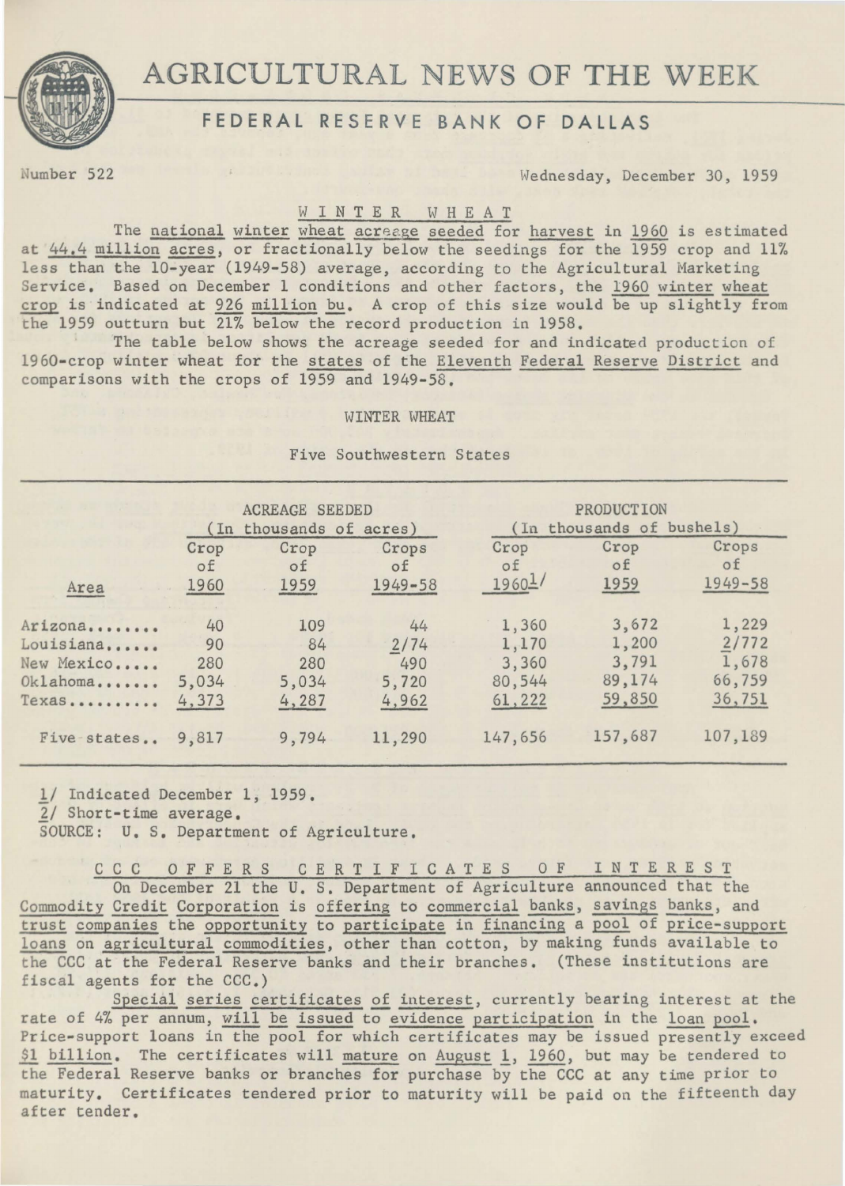# AGRICULTURAL NEWS OF THE WEEK

## FEDERAL RESERVE BANK OF DALLAS

Number 522 — Wednesday, December 30, 1959

### WINTER WHEAT

The national winter wheat acreage seeded for harvest in 1960 is estimated at 44.4 million acres, or fractionally below the seedings for the 1959 crop and 11% less than the 10-year (1949-58) average, according to the Agricultural Marketing Service. Based on December 1 conditions and other factors, the 1960 winter wheat crop is indicated at 926 million bu. A crop of this size would be up slightly from the 1959 outturn but 21% below the record production in 1958.

The table below shows the acreage seeded for and indicated production of 1960-crop winter wheat for the states of the Eleventh Federal Reserve District and comparisons with the crops of 1959 and 1949-58.

WINTER WHEAT

Five Southwestern States

| Area | ACREAGE SEEDED (In thousands of acres) | | | PRODUCTION (In thousands of bushels) | | |
|---|---|---|---|---|---|---|
| | Crop of 1960 | Crop of 1959 | Crops of 1949-58 | Crop of 1960[1] | Crop of 1959 | Crops of 1949-58 |
| Arizona | 40 | 109 | 44 | 1,360 | 3,672 | 1,229 |
| Louisiana | 90 | 84 | [2]74 | 1,170 | 1,200 | [2]772 |
| New Mexico | 280 | 280 | 490 | 3,360 | 3,791 | 1,678 |
| Oklahoma | 5,034 | 5,034 | 5,720 | 80,544 | 89,174 | 66,759 |
| Texas | 4,373 | 4,287 | 4,962 | 61,222 | 59,850 | 36,751 |
| Five states | 9,817 | 9,794 | 11,290 | 147,656 | 157,687 | 107,189 |

1/ Indicated December 1, 1959.
2/ Short-time average.
SOURCE: U. S. Department of Agriculture.

### CCC OFFERS CERTIFICATES OF INTEREST

On December 21 the U. S. Department of Agriculture announced that the Commodity Credit Corporation is offering to commercial banks, savings banks, and trust companies the opportunity to participate in financing a pool of price-support loans on agricultural commodities, other than cotton, by making funds available to the CCC at the Federal Reserve banks and their branches. (These institutions are fiscal agents for the CCC.)

Special series certificates of interest, currently bearing interest at the rate of 4% per annum, will be issued to evidence participation in the loan pool. Price-support loans in the pool for which certificates may be issued presently exceed $1 billion. The certificates will mature on August 1, 1960, but may be tendered to the Federal Reserve banks or branches for purchase by the CCC at any time prior to maturity. Certificates tendered prior to maturity will be paid on the fifteenth day after tender.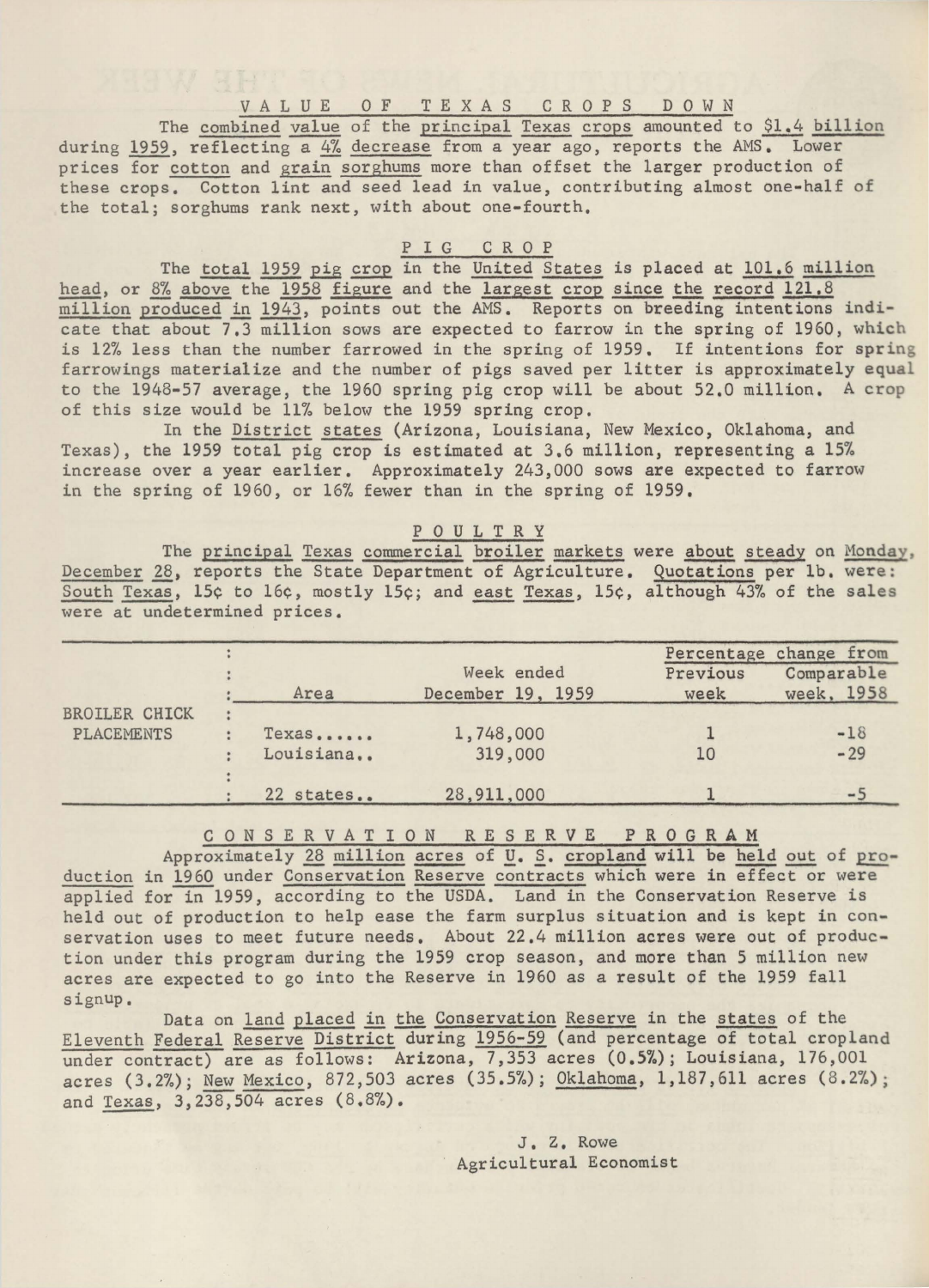## VALUE OF TEXAS CROPS DOWN

The combined value of the principal Texas crops amounted to $1.4 billion during 1959, reflecting a 4% decrease from a year ago, reports the AMS. Lower prices for cotton and grain sorghums more than offset the larger production of these crops. Cotton lint and seed lead in value, contributing almost one-half of the total; sorghums rank next, with about one-fourth.

## PIG CROP

The total 1959 pig crop in the United States is placed at 101.6 million head, or 8% above the 1958 figure and the largest crop since the record 121.8 million produced in 1943, points out the AMS. Reports on breeding intentions indicate that about 7.3 million sows are expected to farrow in the spring of 1960, which is 12% less than the number farrowed in the spring of 1959. If intentions for spring farrowings materialize and the number of pigs saved per litter is approximately equal to the 1948-57 average, the 1960 spring pig crop will be about 52.0 million. A crop of this size would be 11% below the 1959 spring crop.

In the District states (Arizona, Louisiana, New Mexico, Oklahoma, and Texas), the 1959 total pig crop is estimated at 3.6 million, representing a 15% increase over a year earlier. Approximately 243,000 sows are expected to farrow in the spring of 1960, or 16% fewer than in the spring of 1959.

## POULTRY

The principal Texas commercial broiler markets were about steady on Monday, December 28, reports the State Department of Agriculture. Quotations per lb. were: South Texas, 15¢ to 16¢, mostly 15¢; and east Texas, 15¢, although 43% of the sales were at undetermined prices.

| | Area | Week ended December 19, 1959 | Percentage change from Previous week | Percentage change from Comparable week, 1958 |
|---|---|---|---|---|
| BROILER CHICK PLACEMENTS | Texas...... | 1,748,000 | 1 | -18 |
| | Louisiana.. | 319,000 | 10 | -29 |
| | 22 states.. | 28,911,000 | 1 | -5 |

## CONSERVATION RESERVE PROGRAM

Approximately 28 million acres of U. S. cropland will be held out of production in 1960 under Conservation Reserve contracts which were in effect or were applied for in 1959, according to the USDA. Land in the Conservation Reserve is held out of production to help ease the farm surplus situation and is kept in conservation uses to meet future needs. About 22.4 million acres were out of production under this program during the 1959 crop season, and more than 5 million new acres are expected to go into the Reserve in 1960 as a result of the 1959 fall signup.

Data on land placed in the Conservation Reserve in the states of the Eleventh Federal Reserve District during 1956-59 (and percentage of total cropland under contract) are as follows: Arizona, 7,353 acres (0.5%); Louisiana, 176,001 acres (3.2%); New Mexico, 872,503 acres (35.5%); Oklahoma, 1,187,611 acres (8.2%); and Texas, 3,238,504 acres (8.8%).

J. Z. Rowe
Agricultural Economist